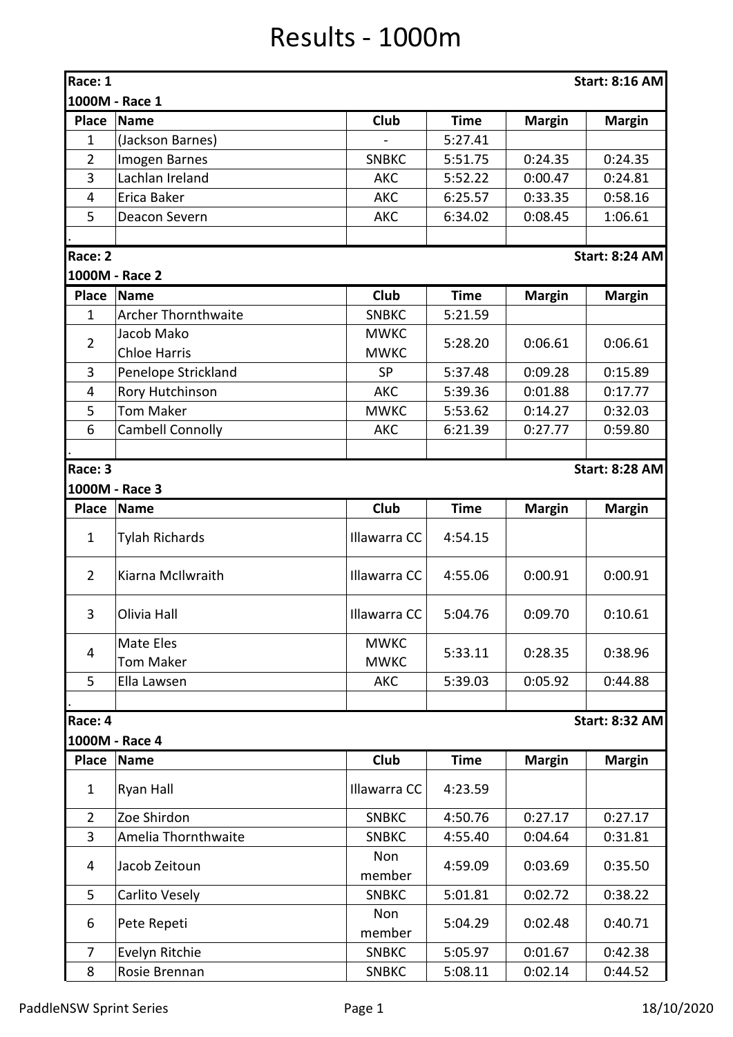# Results - 1000m

**Race: 1** — **Start: 8:16 AM**

**1000M - Race 1**

| Place | Name | Club | Time | Margin | Margin |
|---|---|---|---|---|---|
| 1 | (Jackson Barnes) | - | 5:27.41 | | |
| 2 | Imogen Barnes | SNBKC | 5:51.75 | 0:24.35 | 0:24.35 |
| 3 | Lachlan Ireland | AKC | 5:52.22 | 0:00.47 | 0:24.81 |
| 4 | Erica Baker | AKC | 6:25.57 | 0:33.35 | 0:58.16 |
| 5 | Deacon Severn | AKC | 6:34.02 | 0:08.45 | 1:06.61 |

**Race: 2** — **Start: 8:24 AM**

**1000M - Race 2**

| Place | Name | Club | Time | Margin | Margin |
|---|---|---|---|---|---|
| 1 | Archer Thornthwaite | SNBKC | 5:21.59 | | |
| 2 | Jacob Mako<br>Chloe Harris | MWKC<br>MWKC | 5:28.20 | 0:06.61 | 0:06.61 |
| 3 | Penelope Strickland | SP | 5:37.48 | 0:09.28 | 0:15.89 |
| 4 | Rory Hutchinson | AKC | 5:39.36 | 0:01.88 | 0:17.77 |
| 5 | Tom Maker | MWKC | 5:53.62 | 0:14.27 | 0:32.03 |
| 6 | Cambell Connolly | AKC | 6:21.39 | 0:27.77 | 0:59.80 |

**Race: 3** — **Start: 8:28 AM**

**1000M - Race 3**

| Place | Name | Club | Time | Margin | Margin |
|---|---|---|---|---|---|
| 1 | Tylah Richards | Illawarra CC | 4:54.15 | | |
| 2 | Kiarna McIlwraith | Illawarra CC | 4:55.06 | 0:00.91 | 0:00.91 |
| 3 | Olivia Hall | Illawarra CC | 5:04.76 | 0:09.70 | 0:10.61 |
| 4 | Mate Eles<br>Tom Maker | MWKC<br>MWKC | 5:33.11 | 0:28.35 | 0:38.96 |
| 5 | Ella Lawsen | AKC | 5:39.03 | 0:05.92 | 0:44.88 |

**Race: 4** — **Start: 8:32 AM**

**1000M - Race 4**

| Place | Name | Club | Time | Margin | Margin |
|---|---|---|---|---|---|
| 1 | Ryan Hall | Illawarra CC | 4:23.59 | | |
| 2 | Zoe Shirdon | SNBKC | 4:50.76 | 0:27.17 | 0:27.17 |
| 3 | Amelia Thornthwaite | SNBKC | 4:55.40 | 0:04.64 | 0:31.81 |
| 4 | Jacob Zeitoun | Non member | 4:59.09 | 0:03.69 | 0:35.50 |
| 5 | Carlito Vesely | SNBKC | 5:01.81 | 0:02.72 | 0:38.22 |
| 6 | Pete Repeti | Non member | 5:04.29 | 0:02.48 | 0:40.71 |
| 7 | Evelyn Ritchie | SNBKC | 5:05.97 | 0:01.67 | 0:42.38 |
| 8 | Rosie Brennan | SNBKC | 5:08.11 | 0:02.14 | 0:44.52 |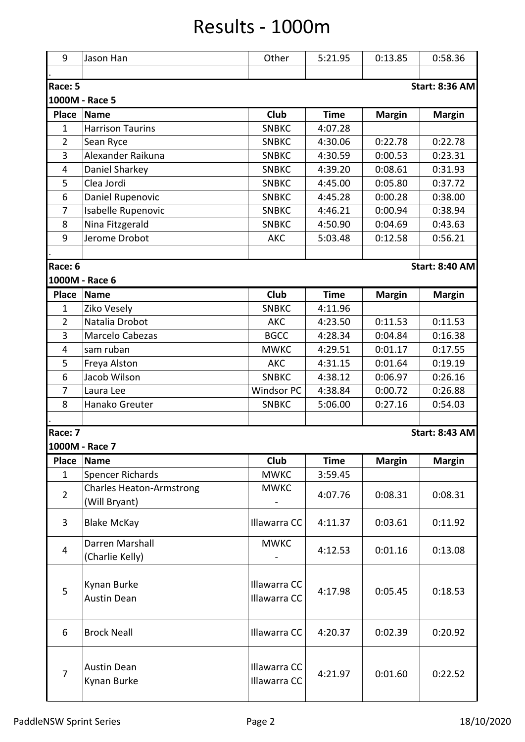# Results - 1000m

| Place | Name | Club | Time | Margin | Margin |
|---|---|---|---|---|---|
| 9 | Jason Han | Other | 5:21.95 | 0:13.85 | 0:58.36 |
| . | | | | | |

**Race: 5** — **Start: 8:36 AM**

**1000M - Race 5**

| Place | Name | Club | Time | Margin | Margin |
|---|---|---|---|---|---|
| 1 | Harrison Taurins | SNBKC | 4:07.28 | | |
| 2 | Sean Ryce | SNBKC | 4:30.06 | 0:22.78 | 0:22.78 |
| 3 | Alexander Raikuna | SNBKC | 4:30.59 | 0:00.53 | 0:23.31 |
| 4 | Daniel Sharkey | SNBKC | 4:39.20 | 0:08.61 | 0:31.93 |
| 5 | Clea Jordi | SNBKC | 4:45.00 | 0:05.80 | 0:37.72 |
| 6 | Daniel Rupenovic | SNBKC | 4:45.28 | 0:00.28 | 0:38.00 |
| 7 | Isabelle Rupenovic | SNBKC | 4:46.21 | 0:00.94 | 0:38.94 |
| 8 | Nina Fitzgerald | SNBKC | 4:50.90 | 0:04.69 | 0:43.63 |
| 9 | Jerome Drobot | AKC | 5:03.48 | 0:12.58 | 0:56.21 |
| . | | | | | |

**Race: 6** — **Start: 8:40 AM**

**1000M - Race 6**

| Place | Name | Club | Time | Margin | Margin |
|---|---|---|---|---|---|
| 1 | Ziko Vesely | SNBKC | 4:11.96 | | |
| 2 | Natalia Drobot | AKC | 4:23.50 | 0:11.53 | 0:11.53 |
| 3 | Marcelo Cabezas | BGCC | 4:28.34 | 0:04.84 | 0:16.38 |
| 4 | sam ruban | MWKC | 4:29.51 | 0:01.17 | 0:17.55 |
| 5 | Freya Alston | AKC | 4:31.15 | 0:01.64 | 0:19.19 |
| 6 | Jacob Wilson | SNBKC | 4:38.12 | 0:06.97 | 0:26.16 |
| 7 | Laura Lee | Windsor PC | 4:38.84 | 0:00.72 | 0:26.88 |
| 8 | Hanako Greuter | SNBKC | 5:06.00 | 0:27.16 | 0:54.03 |
| . | | | | | |

**Race: 7** — **Start: 8:43 AM**

**1000M - Race 7**

| Place | Name | Club | Time | Margin | Margin |
|---|---|---|---|---|---|
| 1 | Spencer Richards | MWKC | 3:59.45 | | |
| 2 | Charles Heaton-Armstrong (Will Bryant) | MWKC - | 4:07.76 | 0:08.31 | 0:08.31 |
| 3 | Blake McKay | Illawarra CC | 4:11.37 | 0:03.61 | 0:11.92 |
| 4 | Darren Marshall (Charlie Kelly) | MWKC - | 4:12.53 | 0:01.16 | 0:13.08 |
| 5 | Kynan Burke / Austin Dean | Illawarra CC / Illawarra CC | 4:17.98 | 0:05.45 | 0:18.53 |
| 6 | Brock Neall | Illawarra CC | 4:20.37 | 0:02.39 | 0:20.92 |
| 7 | Austin Dean / Kynan Burke | Illawarra CC / Illawarra CC | 4:21.97 | 0:01.60 | 0:22.52 |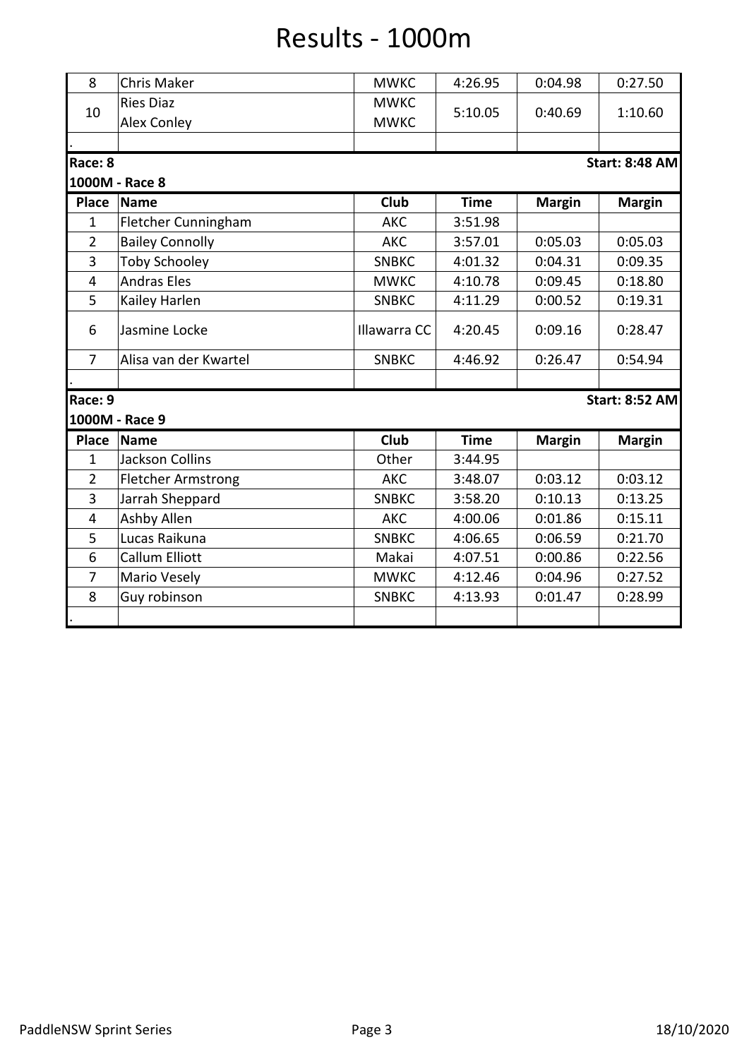# Results - 1000m

| | | | | | |
|---|---|---|---|---|---|
| 8 | Chris Maker | MWKC | 4:26.95 | 0:04.98 | 0:27.50 |
| 10 | Ries Diaz<br>Alex Conley | MWKC<br>MWKC | 5:10.05 | 0:40.69 | 1:10.60 |
| . | | | | | |

**Race: 8** — **Start: 8:48 AM**

**1000M - Race 8**

| Place | Name | Club | Time | Margin | Margin |
|---|---|---|---|---|---|
| 1 | Fletcher Cunningham | AKC | 3:51.98 | | |
| 2 | Bailey Connolly | AKC | 3:57.01 | 0:05.03 | 0:05.03 |
| 3 | Toby Schooley | SNBKC | 4:01.32 | 0:04.31 | 0:09.35 |
| 4 | Andras Eles | MWKC | 4:10.78 | 0:09.45 | 0:18.80 |
| 5 | Kailey Harlen | SNBKC | 4:11.29 | 0:00.52 | 0:19.31 |
| 6 | Jasmine Locke | Illawarra CC | 4:20.45 | 0:09.16 | 0:28.47 |
| 7 | Alisa van der Kwartel | SNBKC | 4:46.92 | 0:26.47 | 0:54.94 |
| . | | | | | |

**Race: 9** — **Start: 8:52 AM**

**1000M - Race 9**

| Place | Name | Club | Time | Margin | Margin |
|---|---|---|---|---|---|
| 1 | Jackson Collins | Other | 3:44.95 | | |
| 2 | Fletcher Armstrong | AKC | 3:48.07 | 0:03.12 | 0:03.12 |
| 3 | Jarrah Sheppard | SNBKC | 3:58.20 | 0:10.13 | 0:13.25 |
| 4 | Ashby Allen | AKC | 4:00.06 | 0:01.86 | 0:15.11 |
| 5 | Lucas Raikuna | SNBKC | 4:06.65 | 0:06.59 | 0:21.70 |
| 6 | Callum Elliott | Makai | 4:07.51 | 0:00.86 | 0:22.56 |
| 7 | Mario Vesely | MWKC | 4:12.46 | 0:04.96 | 0:27.52 |
| 8 | Guy robinson | SNBKC | 4:13.93 | 0:01.47 | 0:28.99 |
| . | | | | | |